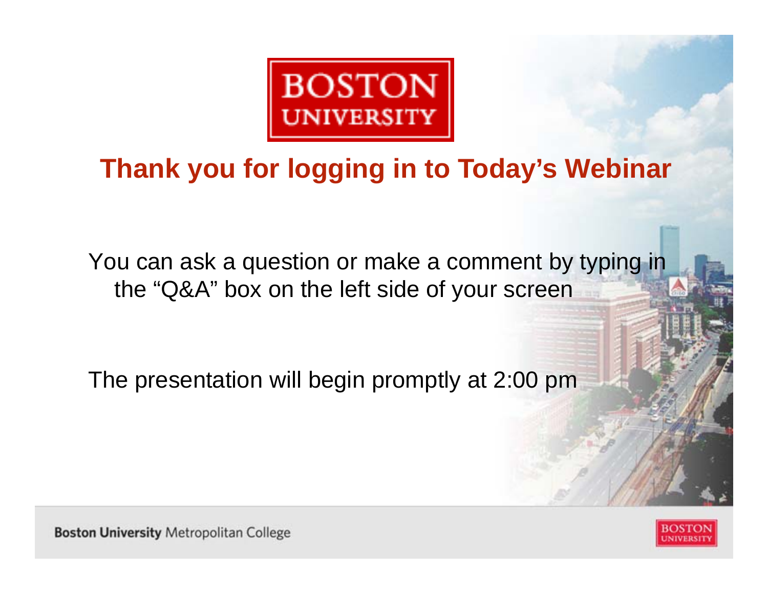BOSTON UNIVERSITY

# Thank you for logging in to Today's Webinar

You can ask a question or make a comment by typing in the "Q&A" box on the left side of your screen

The presentation will begin promptly at 2:00 pm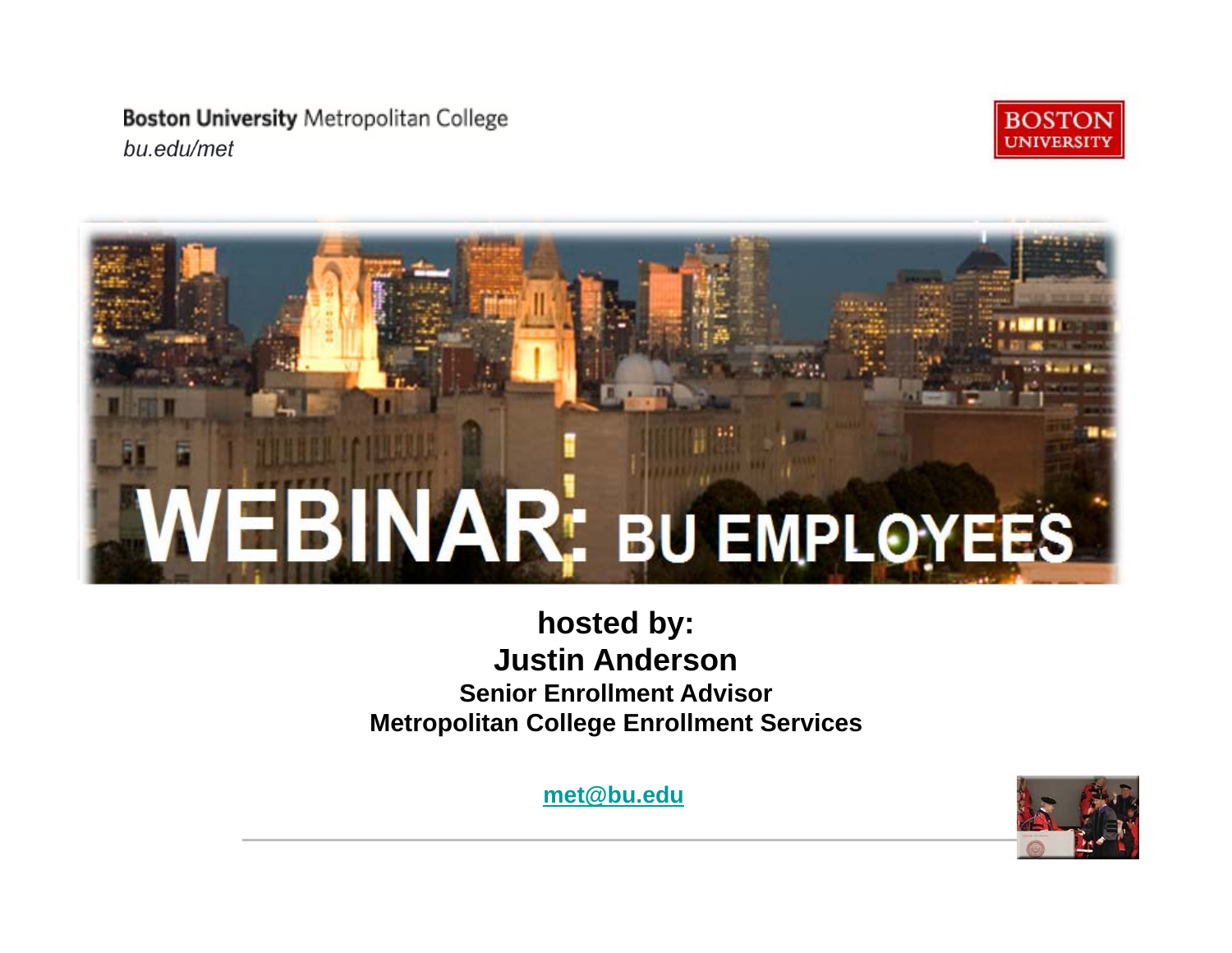Boston University Metropolitan College
*bu.edu/met*

# WEBINAR: BU EMPLOYEES

**hosted by:**
**Justin Anderson**
**Senior Enrollment Advisor**
**Metropolitan College Enrollment Services**

**met@bu.edu**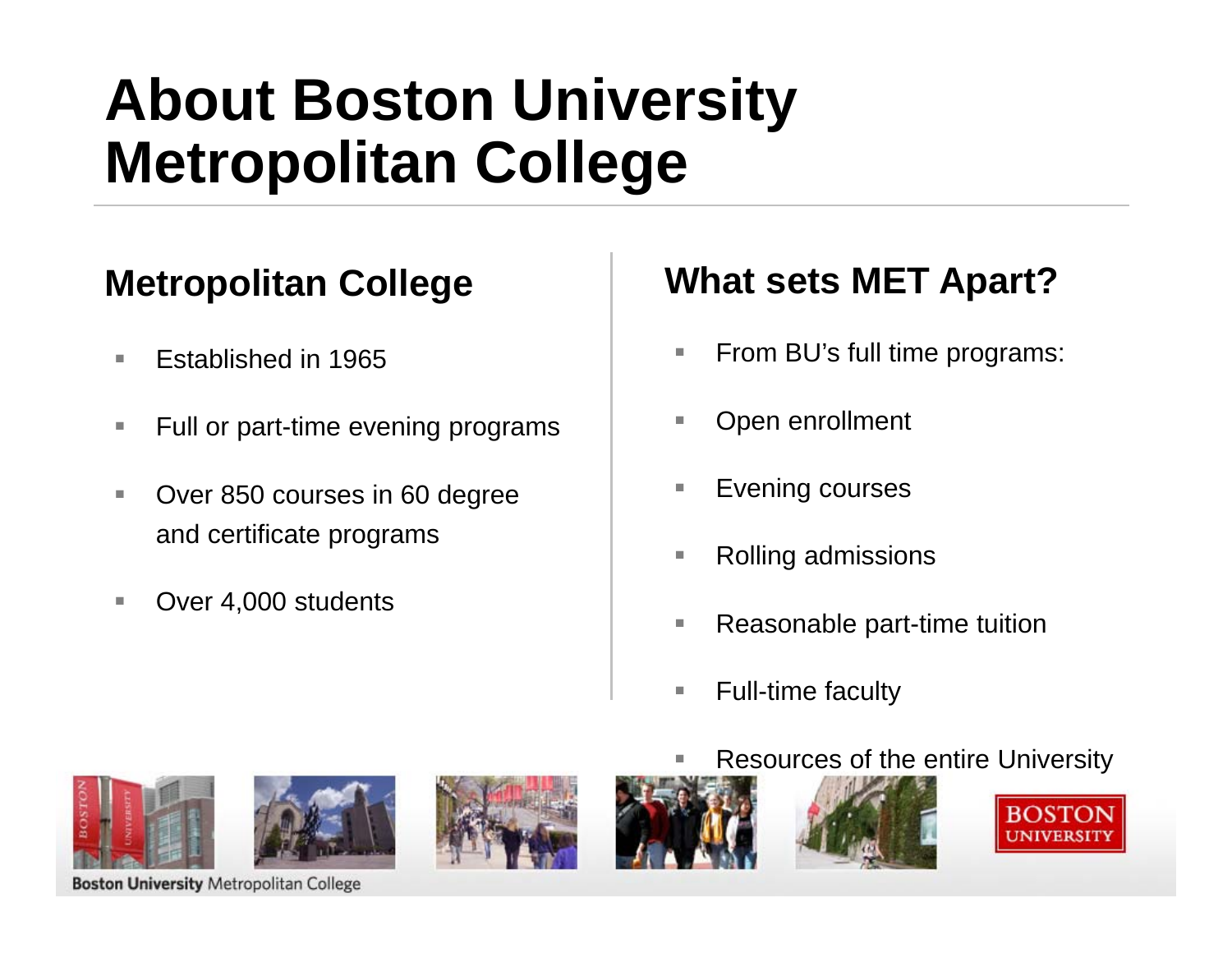# About Boston University Metropolitan College

## Metropolitan College

- Established in 1965
- Full or part-time evening programs
- Over 850 courses in 60 degree and certificate programs
- Over 4,000 students

## What sets MET Apart?

- From BU's full time programs:
- Open enrollment
- Evening courses
- Rolling admissions
- Reasonable part-time tuition
- Full-time faculty
- Resources of the entire University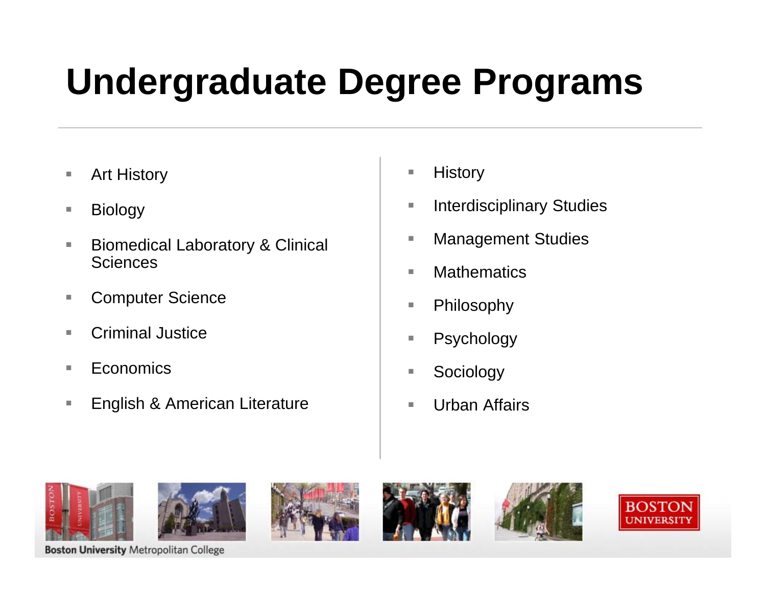# Undergraduate Degree Programs

- Art History
- Biology
- Biomedical Laboratory & Clinical Sciences
- Computer Science
- Criminal Justice
- Economics
- English & American Literature
- History
- Interdisciplinary Studies
- Management Studies
- Mathematics
- Philosophy
- Psychology
- Sociology
- Urban Affairs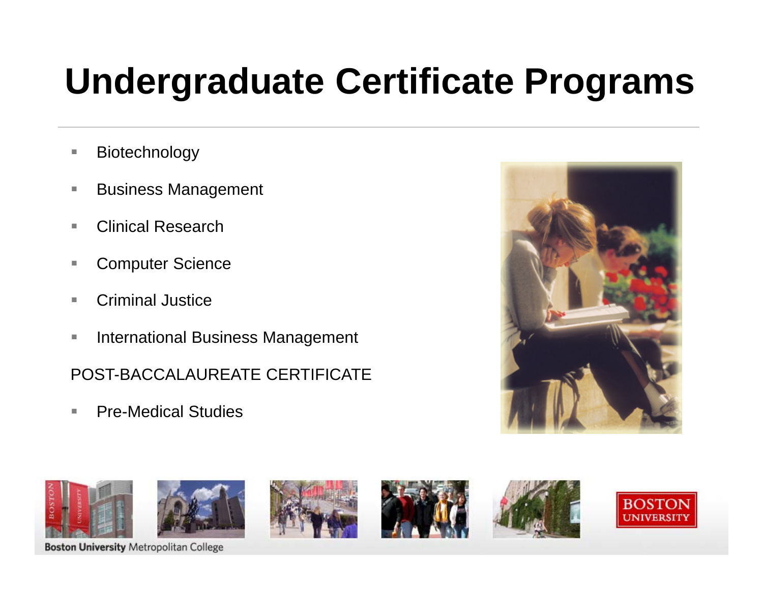# Undergraduate Certificate Programs

- Biotechnology
- Business Management
- Clinical Research
- Computer Science
- Criminal Justice
- International Business Management

POST-BACCALAUREATE CERTIFICATE

- Pre-Medical Studies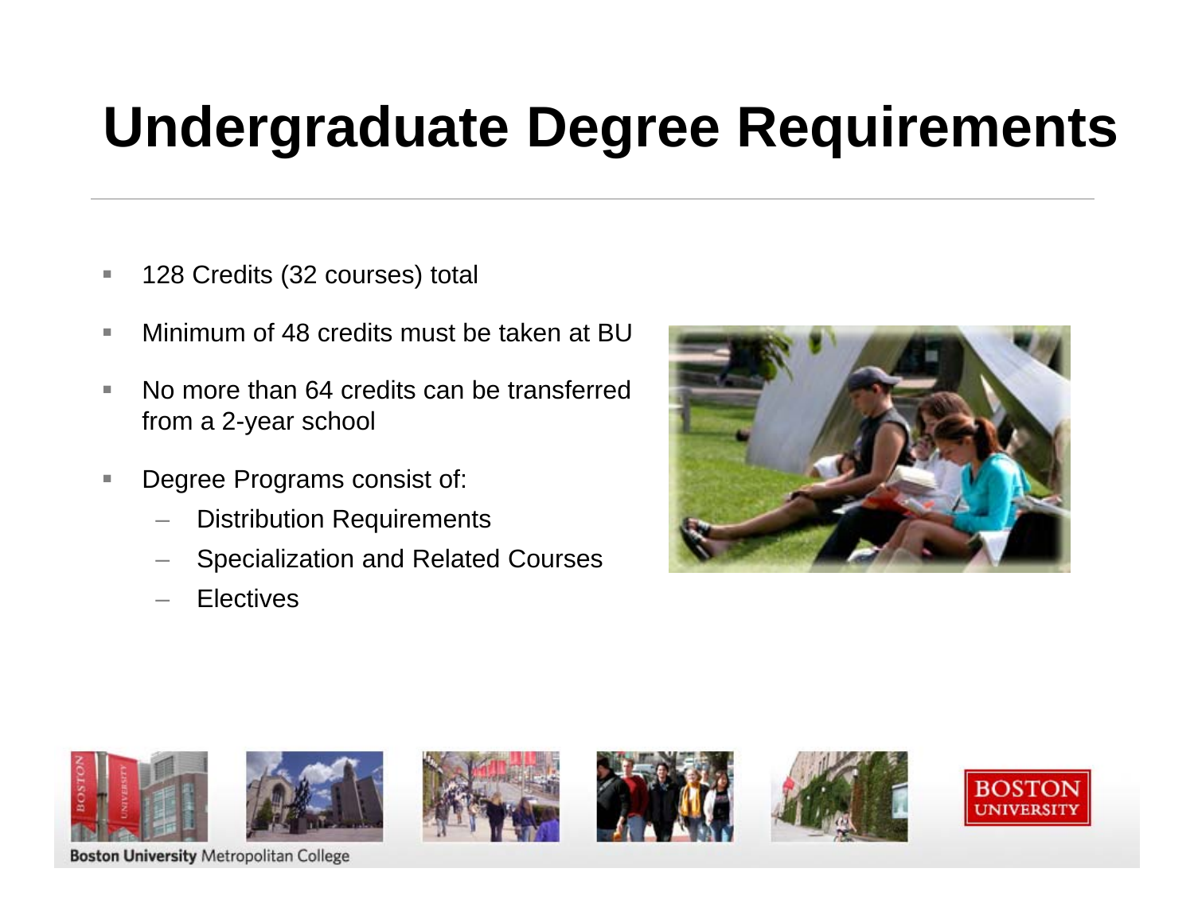# Undergraduate Degree Requirements

- 128 Credits (32 courses) total
- Minimum of 48 credits must be taken at BU
- No more than 64 credits can be transferred from a 2-year school
- Degree Programs consist of:
  - Distribution Requirements
  - Specialization and Related Courses
  - Electives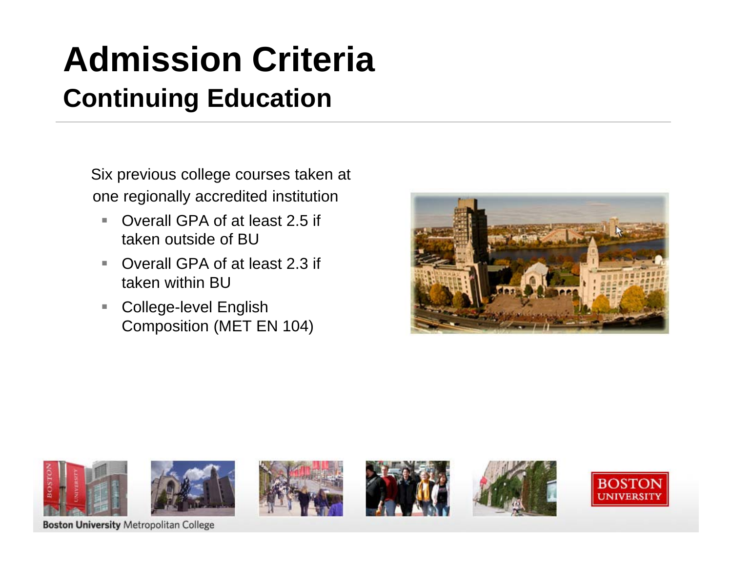# Admission Criteria

## Continuing Education

Six previous college courses taken at one regionally accredited institution

- Overall GPA of at least 2.5 if taken outside of BU
- Overall GPA of at least 2.3 if taken within BU
- College-level English Composition (MET EN 104)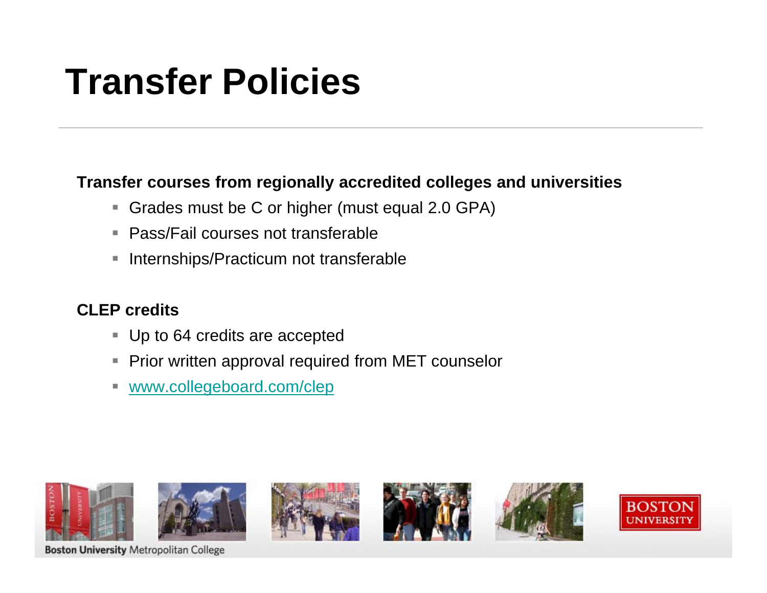# Transfer Policies

**Transfer courses from regionally accredited colleges and universities**

- Grades must be C or higher (must equal 2.0 GPA)
- Pass/Fail courses not transferable
- Internships/Practicum not transferable

**CLEP credits**

- Up to 64 credits are accepted
- Prior written approval required from MET counselor
- [www.collegeboard.com/clep](http://www.collegeboard.com/clep)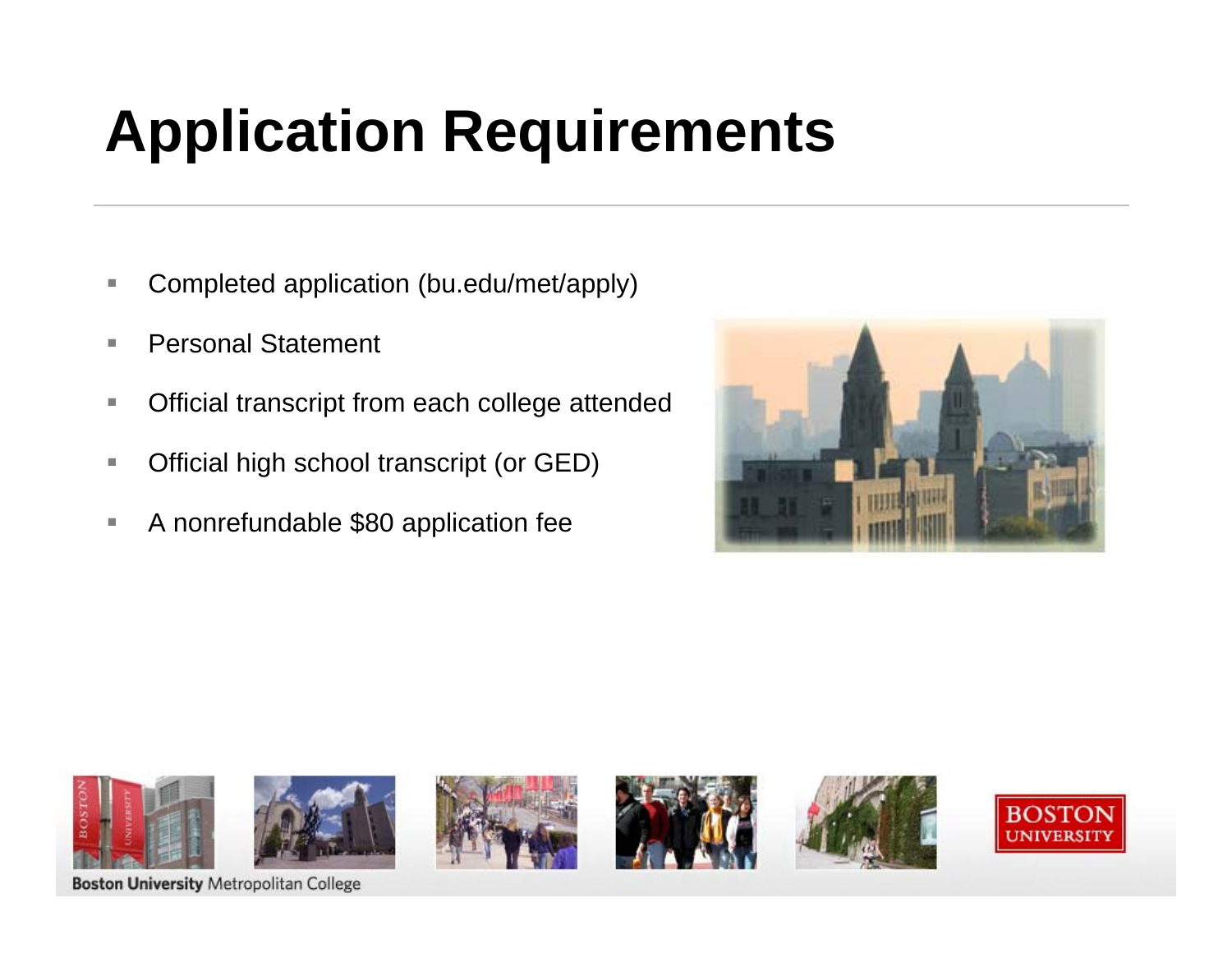# Application Requirements

- Completed application (bu.edu/met/apply)
- Personal Statement
- Official transcript from each college attended
- Official high school transcript (or GED)
- A nonrefundable $80 application fee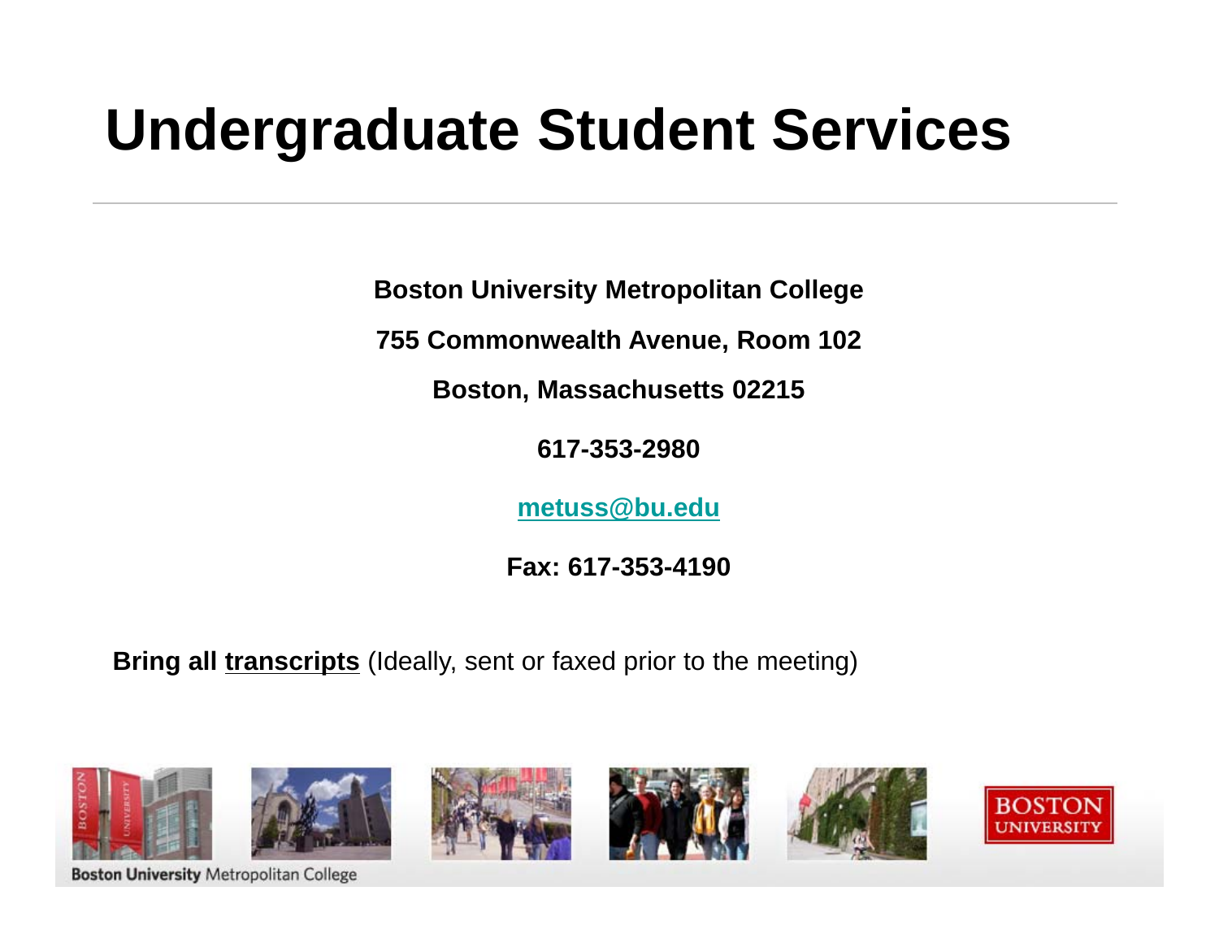# Undergraduate Student Services

**Boston University Metropolitan College**

**755 Commonwealth Avenue, Room 102**

**Boston, Massachusetts 02215**

**617-353-2980**

**metuss@bu.edu**

**Fax: 617-353-4190**

**Bring all transcripts** (Ideally, sent or faxed prior to the meeting)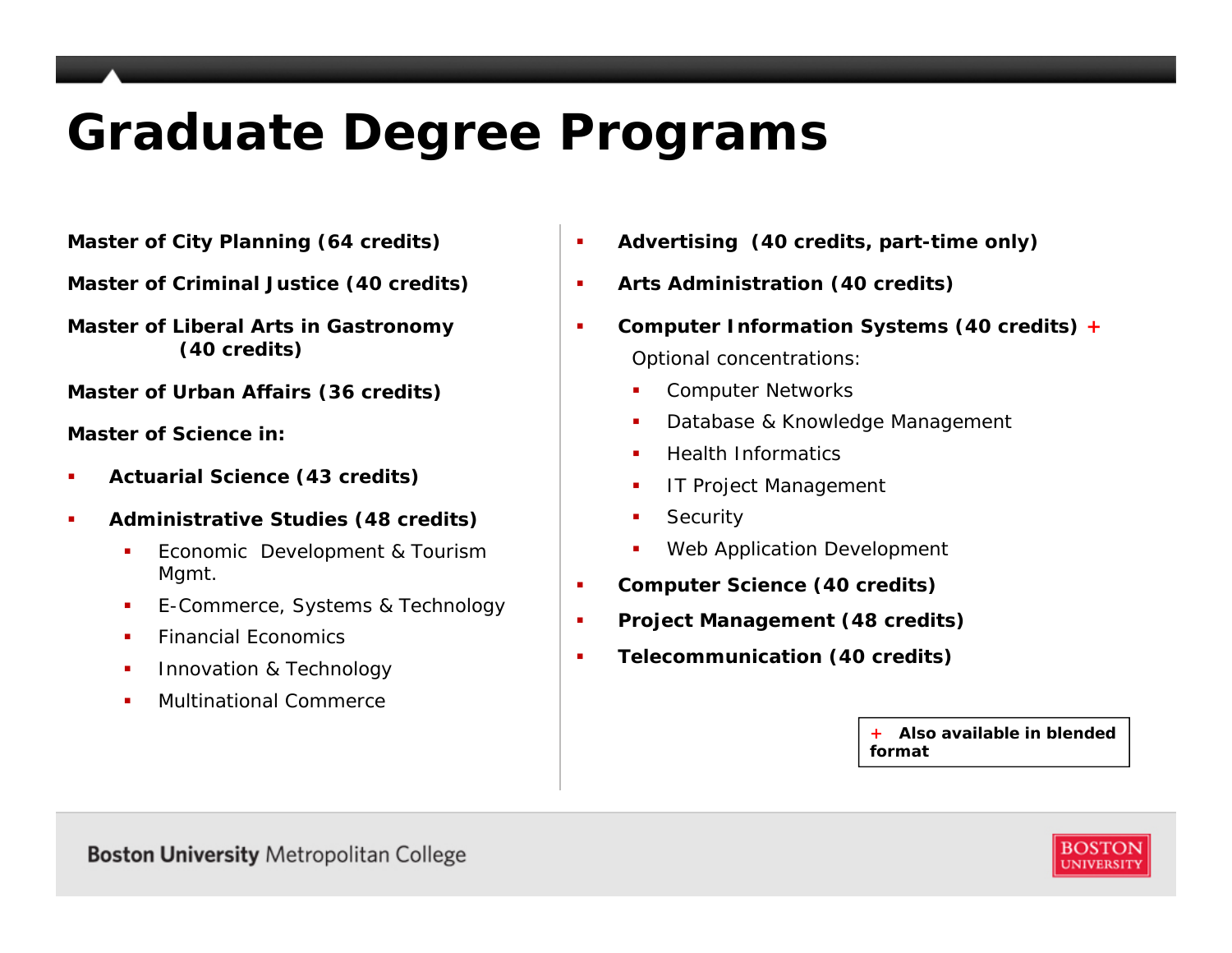# Graduate Degree Programs

**Master of City Planning (64 credits)**

**Master of Criminal Justice (40 credits)**

**Master of Liberal Arts in Gastronomy (40 credits)**

**Master of Urban Affairs (36 credits)**

**Master of Science in:**

- **Actuarial Science (43 credits)**
- **Administrative Studies (48 credits)**
  - Economic Development & Tourism Mgmt.
  - E-Commerce, Systems & Technology
  - Financial Economics
  - Innovation & Technology
  - Multinational Commerce
- **Advertising (40 credits, part-time only)**
- **Arts Administration (40 credits)**
- **Computer Information Systems (40 credits) +**

  Optional concentrations:
  - Computer Networks
  - Database & Knowledge Management
  - Health Informatics
  - IT Project Management
  - Security
  - Web Application Development
- **Computer Science (40 credits)**
- **Project Management (48 credits)**
- **Telecommunication (40 credits)**

**+ Also available in blended format**

Boston University Metropolitan College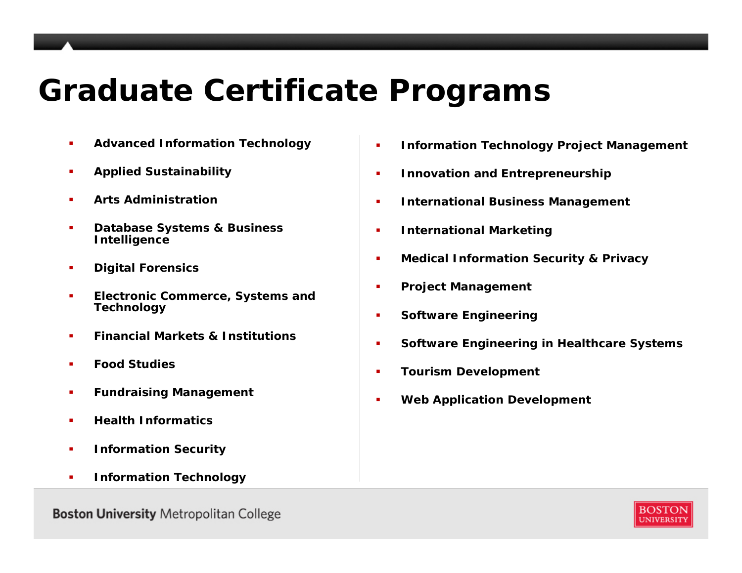# Graduate Certificate Programs

- **Advanced Information Technology**
- **Applied Sustainability**
- **Arts Administration**
- **Database Systems & Business Intelligence**
- **Digital Forensics**
- **Electronic Commerce, Systems and Technology**
- **Financial Markets & Institutions**
- **Food Studies**
- **Fundraising Management**
- **Health Informatics**
- **Information Security**
- **Information Technology**
- **Information Technology Project Management**
- **Innovation and Entrepreneurship**
- **International Business Management**
- **International Marketing**
- **Medical Information Security & Privacy**
- **Project Management**
- **Software Engineering**
- **Software Engineering in Healthcare Systems**
- **Tourism Development**
- **Web Application Development**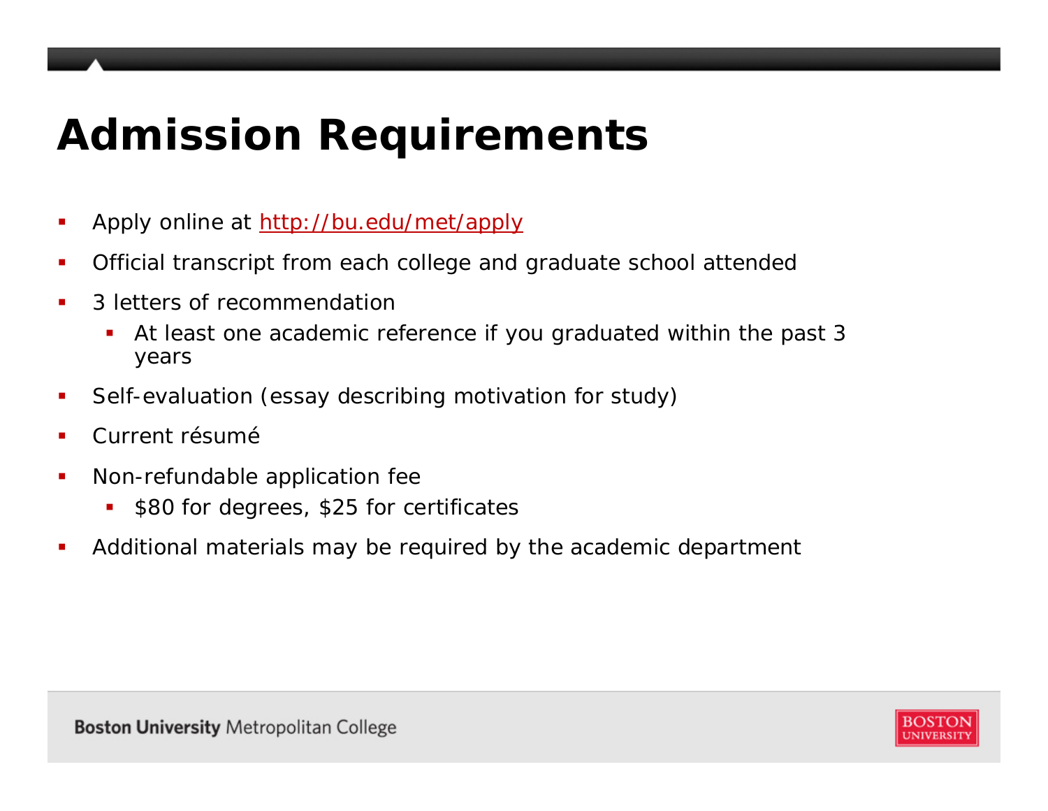# Admission Requirements

- Apply online at [http://bu.edu/met/apply](http://bu.edu/met/apply)
- Official transcript from each college and graduate school attended
- 3 letters of recommendation
  - At least one academic reference if you graduated within the past 3 years
- Self-evaluation (essay describing motivation for study)
- Current résumé
- Non-refundable application fee
  - $80 for degrees, $25 for certificates
- Additional materials may be required by the academic department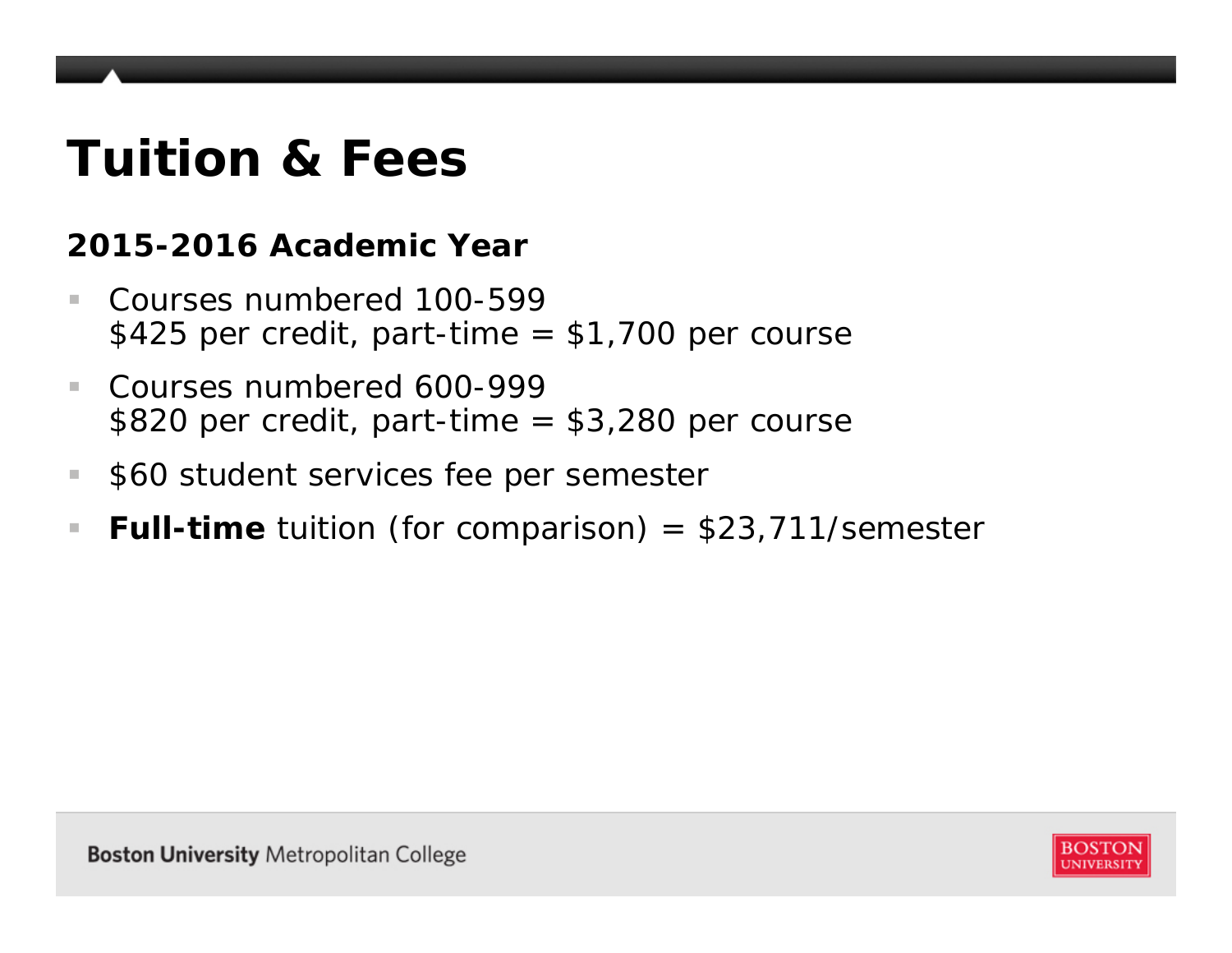# Tuition & Fees

**2015-2016 Academic Year**

- Courses numbered 100-599
  $425 per credit, part-time = $1,700 per course
- Courses numbered 600-999
  $820 per credit, part-time = $3,280 per course
- $60 student services fee per semester
- **Full-time** tuition (for comparison) = $23,711/semester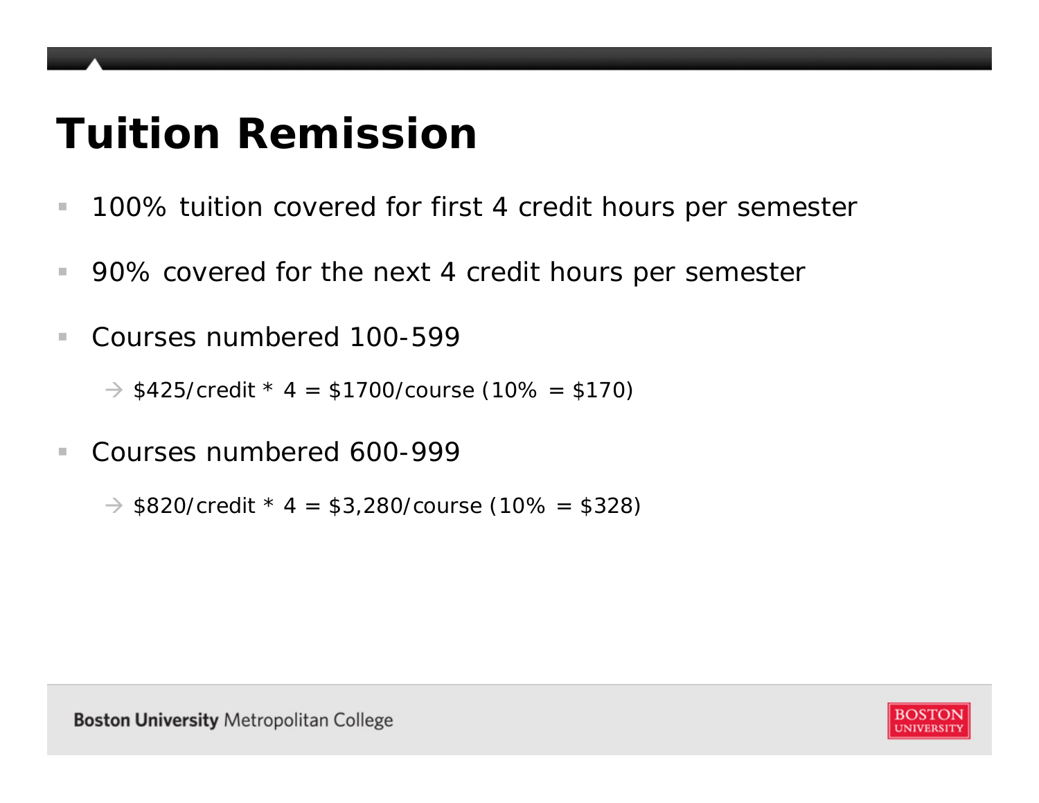# Tuition Remission

- 100% tuition covered for first 4 credit hours per semester
- 90% covered for the next 4 credit hours per semester
- Courses numbered 100-599
  - → $425/credit * 4 = $1700/course (10% = $170)
- Courses numbered 600-999
  - → $820/credit * 4 = $3,280/course (10% = $328)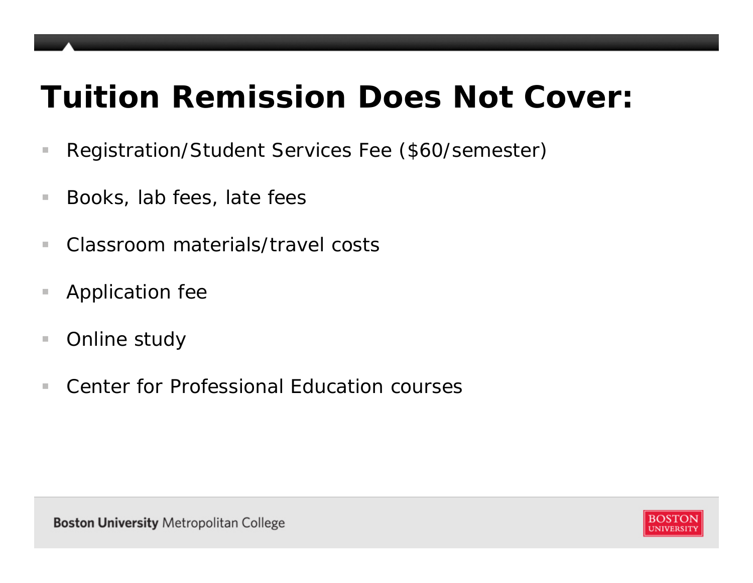# Tuition Remission Does Not Cover:

- Registration/Student Services Fee ($60/semester)
- Books, lab fees, late fees
- Classroom materials/travel costs
- Application fee
- Online study
- Center for Professional Education courses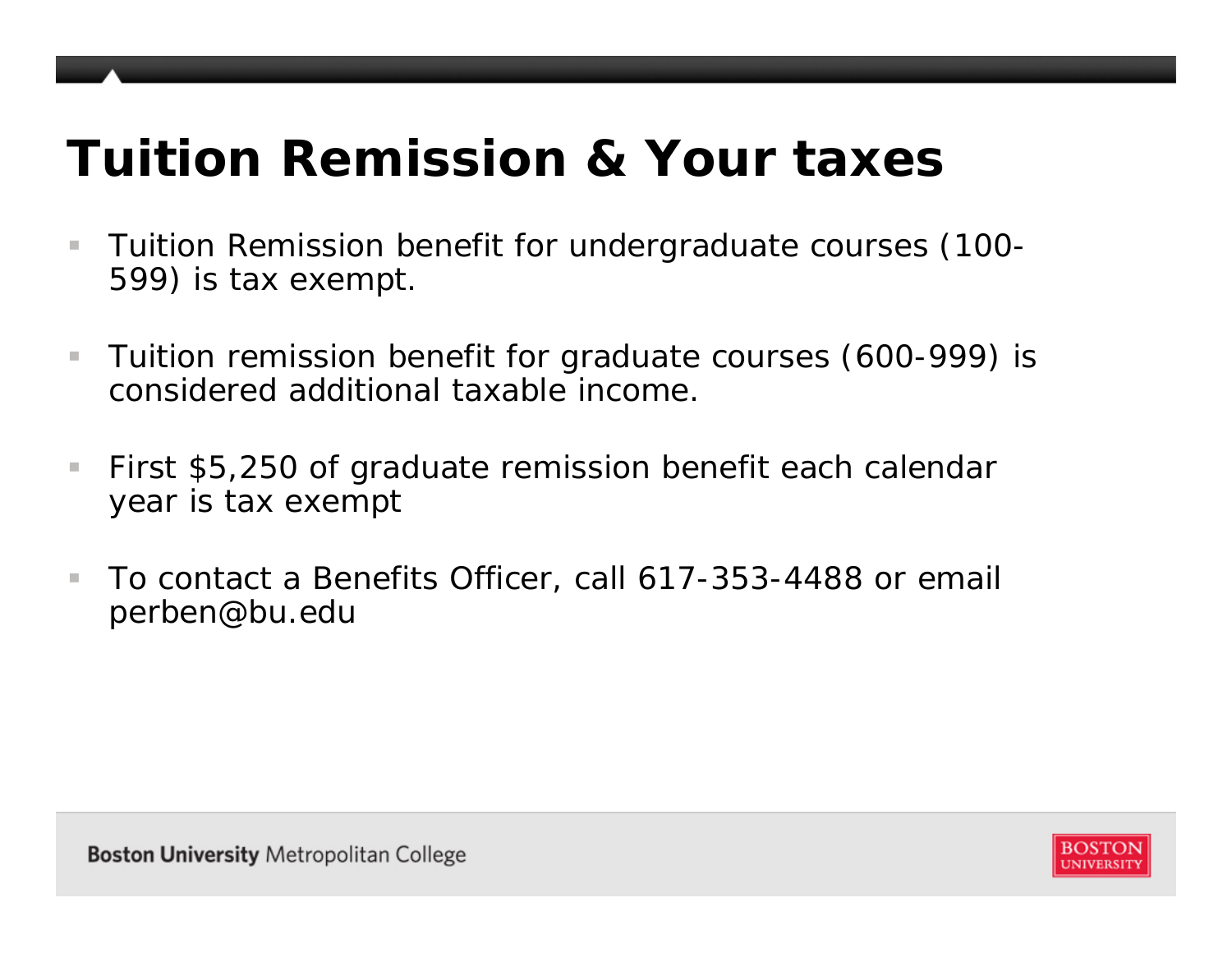# Tuition Remission & Your taxes

- Tuition Remission benefit for undergraduate courses (100-599) is tax exempt.
- Tuition remission benefit for graduate courses (600-999) is considered additional taxable income.
- First $5,250 of graduate remission benefit each calendar year is tax exempt
- To contact a Benefits Officer, call 617-353-4488 or email perben@bu.edu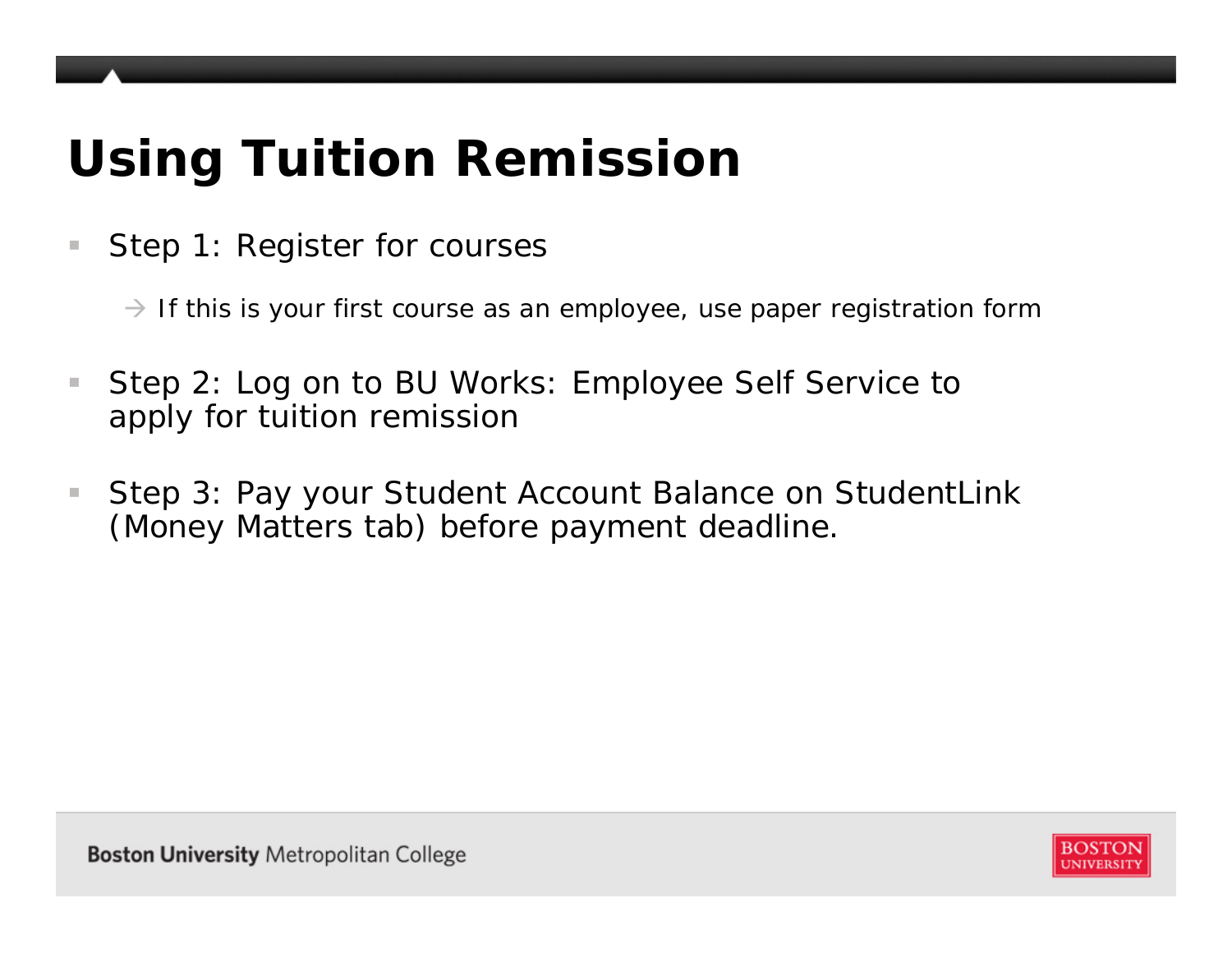# Using Tuition Remission

- Step 1: Register for courses
  - → If this is your first course as an employee, use paper registration form
- Step 2: Log on to BU Works: Employee Self Service to apply for tuition remission
- Step 3: Pay your Student Account Balance on StudentLink (Money Matters tab) before payment deadline.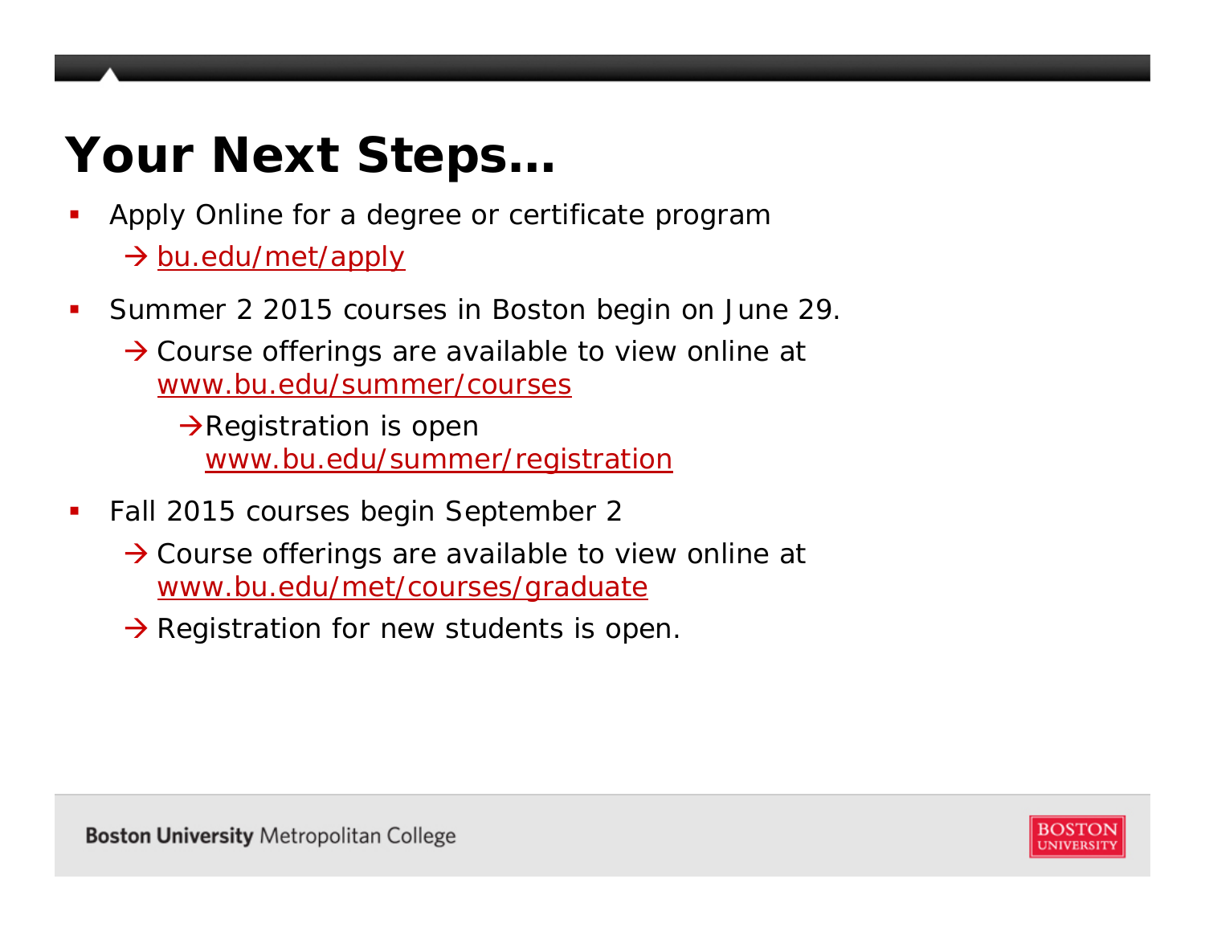# Your Next Steps…

- Apply Online for a degree or certificate program
  - → bu.edu/met/apply
- Summer 2 2015 courses in Boston begin on June 29.
  - → Course offerings are available to view online at www.bu.edu/summer/courses
    - → Registration is open www.bu.edu/summer/registration
- Fall 2015 courses begin September 2
  - → Course offerings are available to view online at www.bu.edu/met/courses/graduate
  - → Registration for new students is open.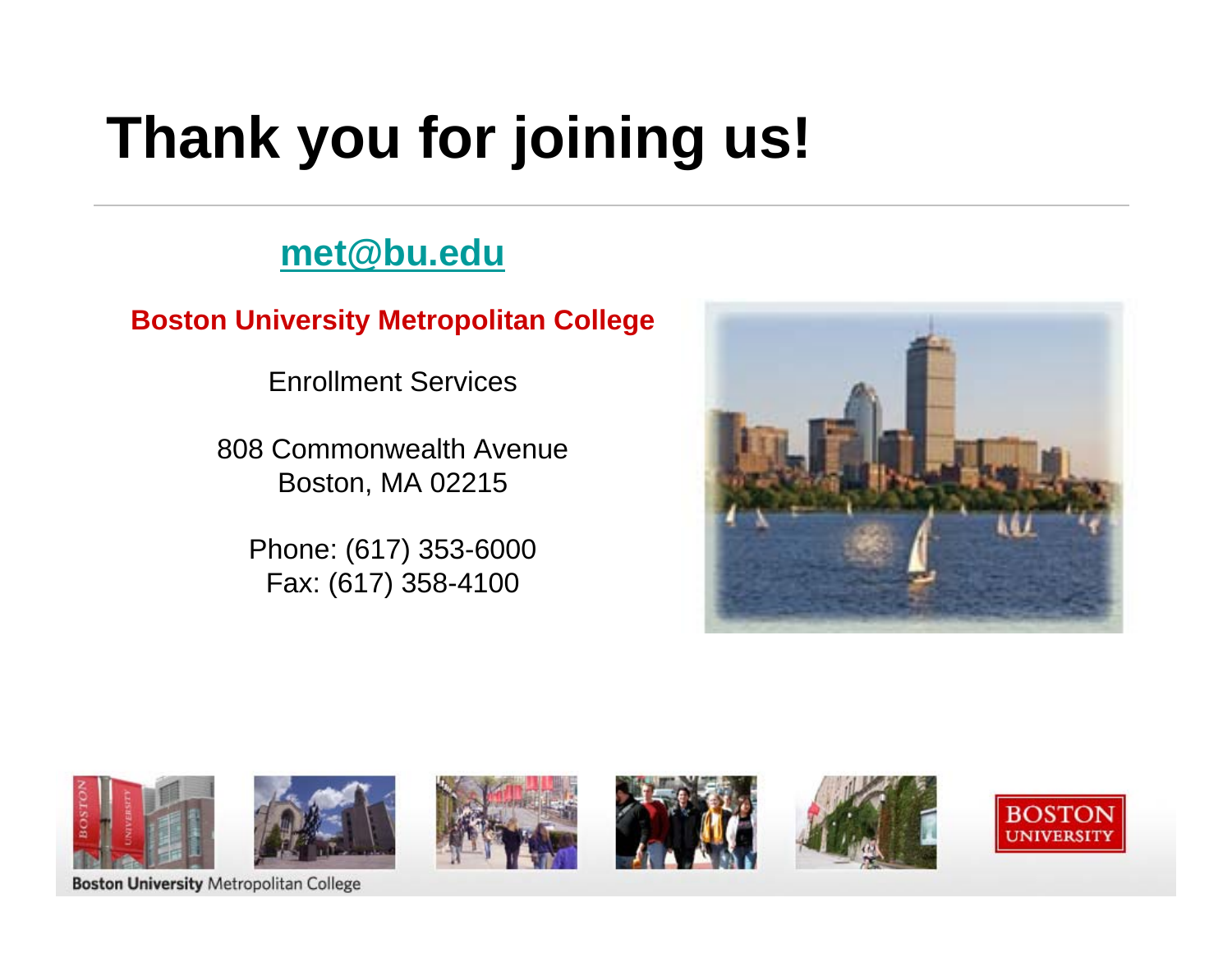# Thank you for joining us!

**met@bu.edu**

**Boston University Metropolitan College**

Enrollment Services

808 Commonwealth Avenue
Boston, MA 02215

Phone: (617) 353-6000
Fax: (617) 358-4100